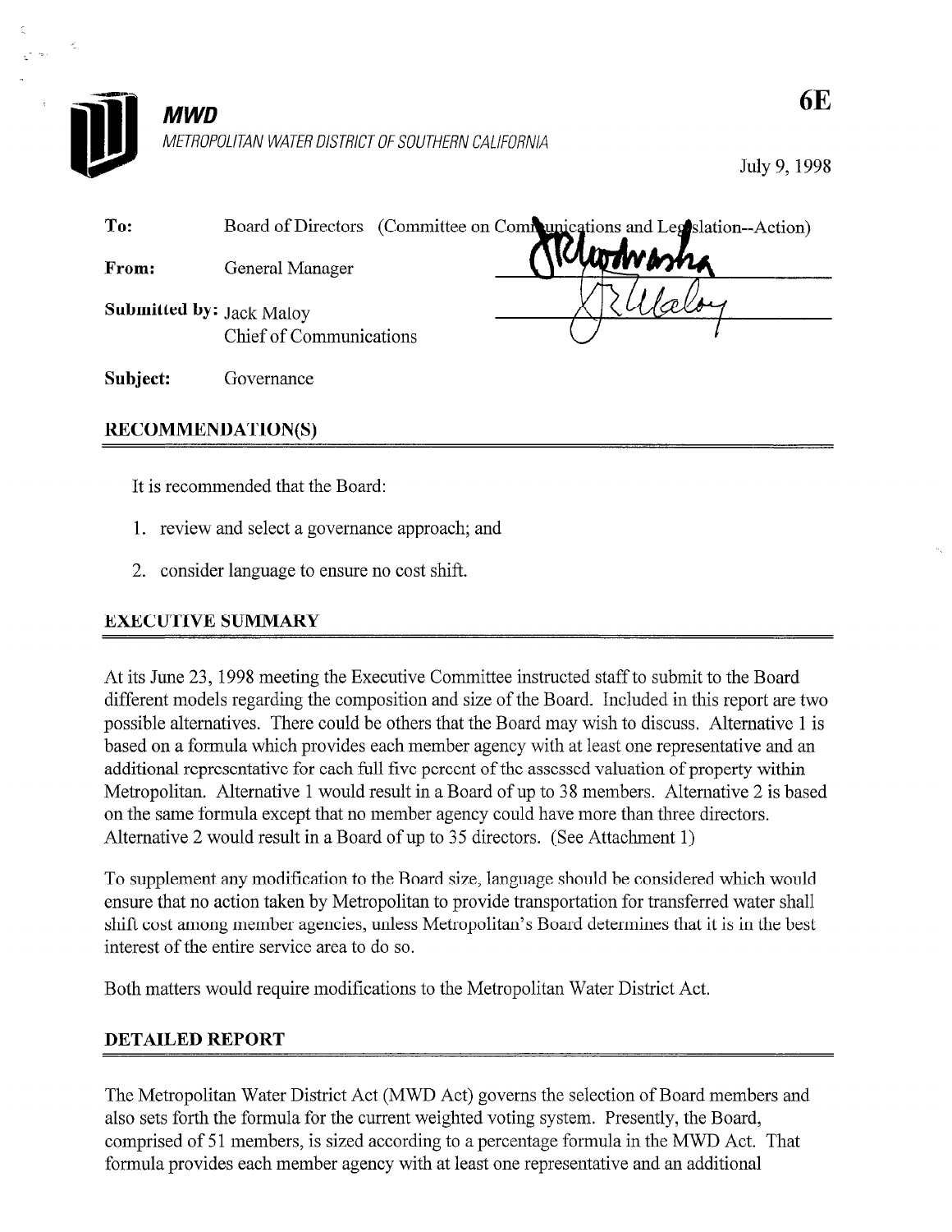**MWD**

*METROPOLITAN WATER DISTRICT OF SOUTHERN CALIFORNIA*

6E

July 9, 1998

**To:** Board of Directors (Committee on Communications and Legislation--Action)

**From:** General Manager

**Submitted by:** Jack Maloy
Chief of Communications

**Subject:** Governance

## RECOMMENDATION(S)

It is recommended that the Board:

1. review and select a governance approach; and
2. consider language to ensure no cost shift.

## EXECUTIVE SUMMARY

At its June 23, 1998 meeting the Executive Committee instructed staff to submit to the Board different models regarding the composition and size of the Board. Included in this report are two possible alternatives. There could be others that the Board may wish to discuss. Alternative 1 is based on a formula which provides each member agency with at least one representative and an additional representative for each full five percent of the assessed valuation of property within Metropolitan. Alternative 1 would result in a Board of up to 38 members. Alternative 2 is based on the same formula except that no member agency could have more than three directors. Alternative 2 would result in a Board of up to 35 directors. (See Attachment 1)

To supplement any modification to the Board size, language should be considered which would ensure that no action taken by Metropolitan to provide transportation for transferred water shall shift cost among member agencies, unless Metropolitan's Board determines that it is in the best interest of the entire service area to do so.

Both matters would require modifications to the Metropolitan Water District Act.

## DETAILED REPORT

The Metropolitan Water District Act (MWD Act) governs the selection of Board members and also sets forth the formula for the current weighted voting system. Presently, the Board, comprised of 51 members, is sized according to a percentage formula in the MWD Act. That formula provides each member agency with at least one representative and an additional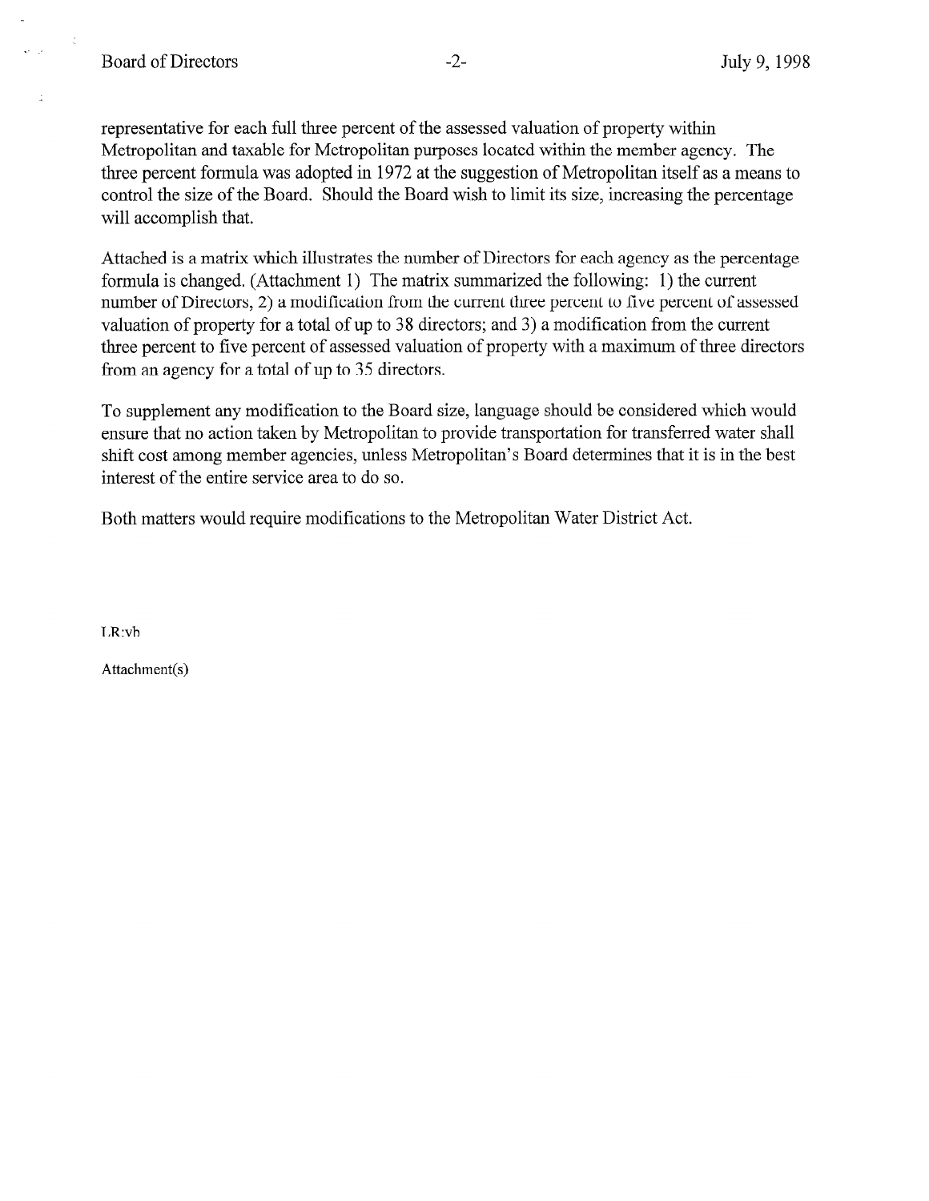representative for each full three percent of the assessed valuation of property within Metropolitan and taxable for Metropolitan purposes located within the member agency. The three percent formula was adopted in 1972 at the suggestion of Metropolitan itself as a means to control the size of the Board. Should the Board wish to limit its size, increasing the percentage will accomplish that.

Attached is a matrix which illustrates the number of Directors for each agency as the percentage formula is changed. (Attachment 1) The matrix summarized the following: 1) the current number of Directors, 2) a modification from the current three percent to five percent of assessed valuation of property for a total of up to 38 directors; and 3) a modification from the current three percent to five percent of assessed valuation of property with a maximum of three directors from an agency for a total of up to 35 directors.

To supplement any modification to the Board size, language should be considered which would ensure that no action taken by Metropolitan to provide transportation for transferred water shall shift cost among member agencies, unless Metropolitan's Board determines that it is in the best interest of the entire service area to do so.

Both matters would require modifications to the Metropolitan Water District Act.

LR:vh

Attachment(s)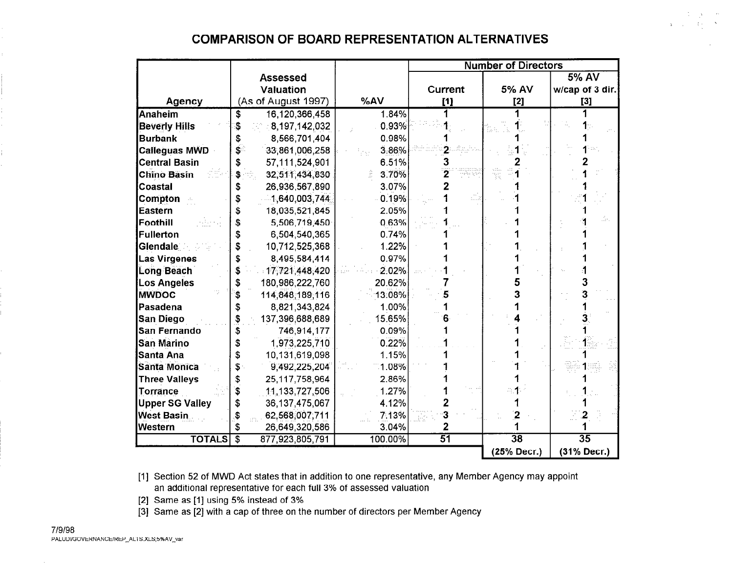# COMPARISON OF BOARD REPRESENTATION ALTERNATIVES

| Agency | Assessed Valuation (As of August 1997) | %AV | Number of Directors: Current [1] | 5% AV [2] | 5% AV w/cap of 3 dir. [3] |
|---|---|---|---|---|---|
| Anaheim | $ 16,120,366,458 | 1.84% | 1 | 1 | 1 |
| Beverly Hills | $ 8,197,142,032 | 0.93% | 1 | 1 | 1 |
| Burbank | $ 8,566,701,404 | 0.98% | 1 | 1 | 1 |
| Calleguas MWD | $ 33,861,006,258 | 3.86% | 2 | 1 | 1 |
| Central Basin | $ 57,111,524,901 | 6.51% | 3 | 2 | 2 |
| Chino Basin | $ 32,511,434,830 | 3.70% | 2 | 1 | 1 |
| Coastal | $ 26,936,567,890 | 3.07% | 2 | 1 | 1 |
| Compton | $ 1,640,003,744 | 0.19% | 1 | 1 | 1 |
| Eastern | $ 18,035,521,845 | 2.05% | 1 | 1 | 1 |
| Foothill | $ 5,506,719,450 | 0.63% | 1 | 1 | 1 |
| Fullerton | $ 6,504,540,365 | 0.74% | 1 | 1 | 1 |
| Glendale | $ 10,712,525,368 | 1.22% | 1 | 1 | 1 |
| Las Virgenes | $ 8,495,584,414 | 0.97% | 1 | 1 | 1 |
| Long Beach | $ 17,721,448,420 | 2.02% | 1 | 1 | 1 |
| Los Angeles | $ 180,986,222,760 | 20.62% | 7 | 5 | 3 |
| MWDOC | $ 114,848,189,116 | 13.08% | 5 | 3 | 3 |
| Pasadena | $ 8,821,343,824 | 1.00% | 1 | 1 | 1 |
| San Diego | $ 137,396,688,689 | 15.65% | 6 | 4 | 3 |
| San Fernando | $ 746,914,177 | 0.09% | 1 | 1 | 1 |
| San Marino | $ 1,973,225,710 | 0.22% | 1 | 1 | 1 |
| Santa Ana | $ 10,131,619,098 | 1.15% | 1 | 1 | 1 |
| Santa Monica | $ 9,492,225,204 | 1.08% | 1 | 1 | 1 |
| Three Valleys | $ 25,117,758,964 | 2.86% | 1 | 1 | 1 |
| Torrance | $ 11,133,727,506 | 1.27% | 1 | 1 | 1 |
| Upper SG Valley | $ 36,137,475,067 | 4.12% | 2 | 1 | 1 |
| West Basin | $ 62,568,007,711 | 7.13% | 3 | 2 | 2 |
| Western | $ 26,649,320,586 | 3.04% | 2 | 1 | 1 |
| **TOTALS** | $ 877,923,805,791 | 100.00% | 51 | 38 (25% Decr.) | 35 (31% Decr.) |

[1] Section 52 of MWD Act states that in addition to one representative, any Member Agency may appoint an additional representative for each full 3% of assessed valuation

[2] Same as [1] using 5% instead of 3%

[3] Same as [2] with a cap of three on the number of directors per Member Agency

7/9/98
PALUDI/GOVERNANCE/REP_ALTS.XLS;5%AV_var